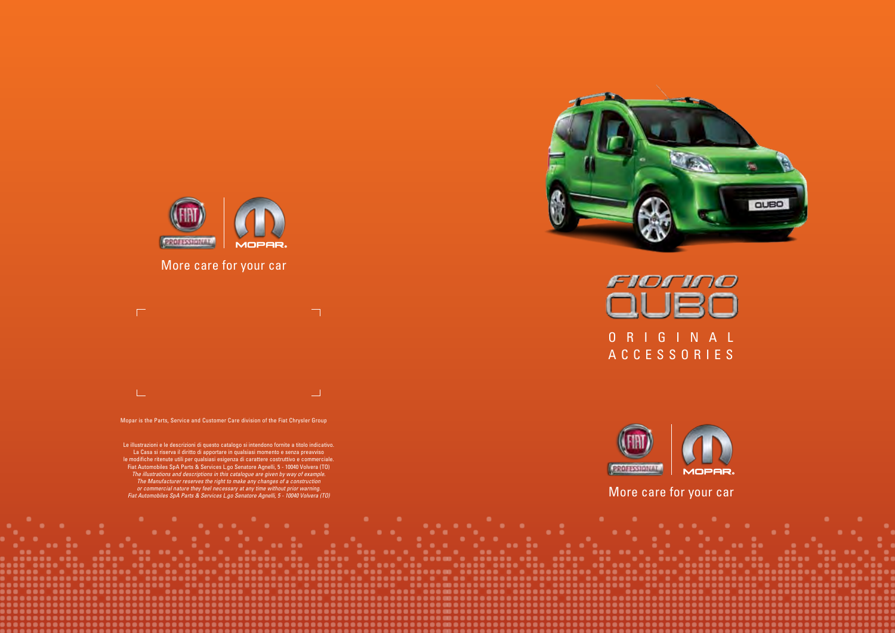More care for your car

Mopar is the Parts, Service and Customer Care division of the Fiat Chrysler Group

Le illustrazioni e le descrizioni di questo catalogo si intendono fornite a titolo indicativo.
La Casa si riserva il diritto di apportare in qualsiasi momento e senza preavviso
le modifiche ritenute utili per qualsiasi esigenza di carattere costruttivo e commerciale.
Fiat Automobiles SpA Parts & Services L.go Senatore Agnelli, 5 - 10040 Volvera (TO)

*The illustrations and descriptions in this catalogue are given by way of example.*
*The Manufacturer reserves the right to make any changes of a construction*
*or commercial nature they feel necessary at any time without prior warning.*
*Fiat Automobiles SpA Parts & Services L.go Senatore Agnelli, 5 - 10040 Volvera (TO)*

# FIORINO QUBO

## ORIGINAL ACCESSORIES

More care for your car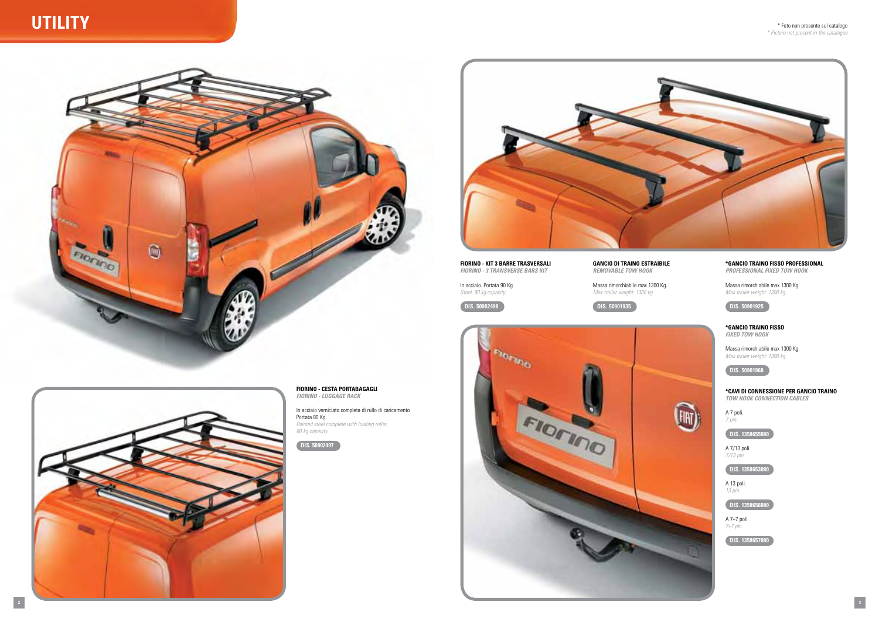# UTILITY

\* Foto non presente sul catalogo
*\* Picture not present in the catalogue*

**FIORINO - CESTA PORTABAGAGLI**
***FIORINO - LUGGAGE RACK***

In acciaio verniciato completa di rullo di caricamento
Portata 80 Kg.
*Painted steel complete with loading roller.*
*80 kg capacity.*

**DIS. 50902497**

**FIORINO - KIT 3 BARRE TRASVERSALI**
***FIORINO - 3 TRANSVERSE BARS KIT***

In acciaio. Portata 90 Kg.
*Steel. 90 kg capacity.*

**DIS. 50902498**

**GANCIO DI TRAINO ESTRAIBILE**
***REMOVABLE TOW HOOK***

Massa rimorchiabile max 1300 Kg.
*Max trailer weight: 1300 kg.*

**DIS. 50901935**

**\*GANCIO TRAINO FISSO PROFESSIONAL**
***PROFESSIONAL FIXED TOW HOOK***

Massa rimorchiabile max 1300 Kg.
*Max trailer weight: 1300 kg.*

**DIS. 50901925**

**\*GANCIO TRAINO FISSO**
***FIXED TOW HOOK***

Massa rimorchiabile max 1300 Kg.
*Max trailer weight: 1300 kg.*

**DIS. 50901968**

**\*CAVI DI CONNESSIONE PER GANCIO TRAINO**
***TOW HOOK CONNECTION CABLES***

A 7 poli.
*7 pin.*

**DIS. 1358655080**

A 7/13 poli.
*7/13 pin.*

**DIS. 1358653080**

A 13 poli.
*13 pin.*

**DIS. 1358656080**

A 7+7 poli.
*7+7 pin.*

**DIS. 1358657080**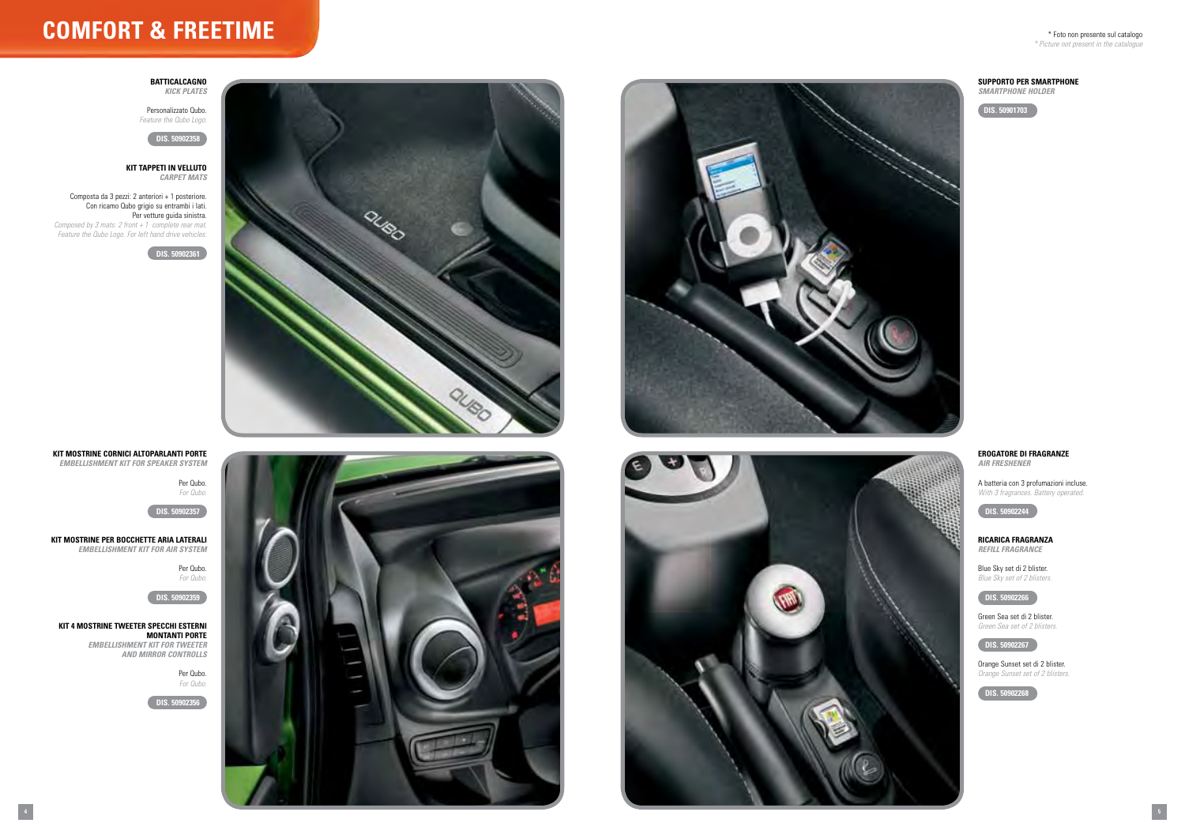# COMFORT & FREETIME

\* Foto non presente sul catalogo
*\* Picture not present in the catalogue*

**BATTICALCAGNO**
***KICK PLATES***

Personalizzato Qubo.
*Feature the Qubo Logo.*

**DIS. 50902358**

**KIT TAPPETI IN VELLUTO**
***CARPET MATS***

Composta da 3 pezzi: 2 anteriori + 1 posteriore.
Con ricamo Qubo grigio su entrambi i lati.
Per vetture guida sinistra.
*Composed by 3 mats: 2 front + 1 complete rear mat.*
*Feature the Qubo Logo. For left hand drive vehicles.*

**DIS. 50902361**

**KIT MOSTRINE CORNICI ALTOPARLANTI PORTE**
***EMBELLISHMENT KIT FOR SPEAKER SYSTEM***

Per Qubo.
*For Qubo.*

**DIS. 50902357**

**KIT MOSTRINE PER BOCCHETTE ARIA LATERALI**
***EMBELLISHMENT KIT FOR AIR SYSTEM***

Per Qubo.
*For Qubo.*

**DIS. 50902359**

**KIT 4 MOSTRINE TWEETER SPECCHI ESTERNI MONTANTI PORTE**
***EMBELLISHMENT KIT FOR TWEETER AND MIRROR CONTROLLS***

Per Qubo.
*For Qubo.*

**DIS. 50902356**

**SUPPORTO PER SMARTPHONE**
***SMARTPHONE HOLDER***

**DIS. 50901703**

**EROGATORE DI FRAGRANZE**
***AIR FRESHENER***

A batteria con 3 profumazioni incluse.
*With 3 fragrances. Battery operated.*

**DIS. 50902244**

**RICARICA FRAGRANZA**
***REFILL FRAGRANCE***

Blue Sky set di 2 blister.
*Blue Sky set of 2 blisters.*

**DIS. 50902266**

Green Sea set di 2 blister.
*Green Sea set of 2 blisters.*

**DIS. 50902267**

Orange Sunset set di 2 blister.
*Orange Sunset set of 2 blisters.*

**DIS. 50902268**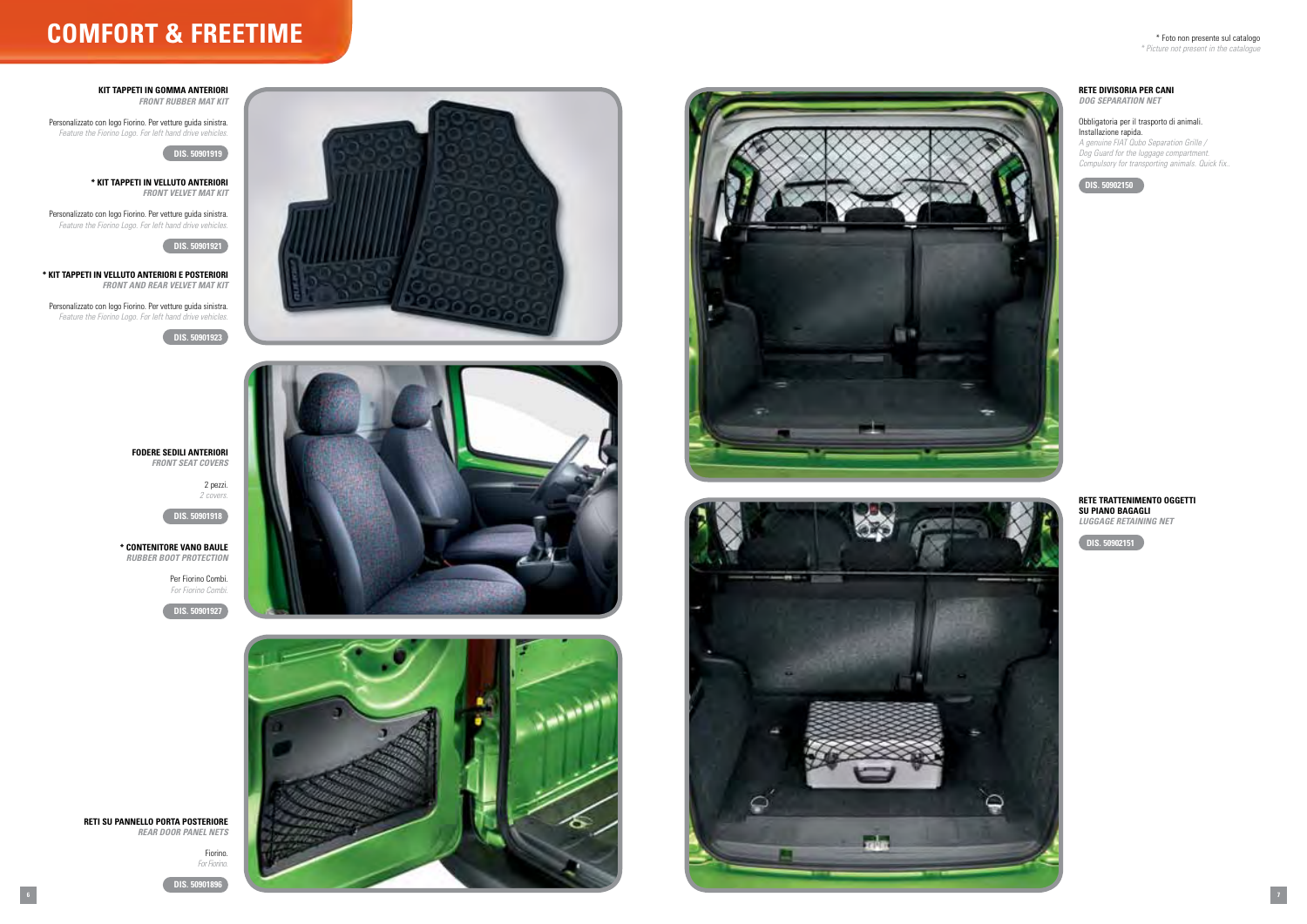# COMFORT & FREETIME

\* Foto non presente sul catalogo
*\* Picture not present in the catalogue*

**KIT TAPPETI IN GOMMA ANTERIORI**
***FRONT RUBBER MAT KIT***

Personalizzato con logo Fiorino. Per vetture guida sinistra.
*Feature the Fiorino Logo. For left hand drive vehicles.*

**DIS. 50901919**

**\* KIT TAPPETI IN VELLUTO ANTERIORI**
***FRONT VELVET MAT KIT***

Personalizzato con logo Fiorino. Per vetture guida sinistra.
*Feature the Fiorino Logo. For left hand drive vehicles.*

**DIS. 50901921**

**\* KIT TAPPETI IN VELLUTO ANTERIORI E POSTERIORI**
***FRONT AND REAR VELVET MAT KIT***

Personalizzato con logo Fiorino. Per vetture guida sinistra.
*Feature the Fiorino Logo. For left hand drive vehicles.*

**DIS. 50901923**

**FODERE SEDILI ANTERIORI**
***FRONT SEAT COVERS***

2 pezzi.
*2 covers.*

**DIS. 50901918**

**\* CONTENITORE VANO BAULE**
***RUBBER BOOT PROTECTION***

Per Fiorino Combi.
*For Fiorino Combi.*

**DIS. 50901927**

**RETI SU PANNELLO PORTA POSTERIORE**
***REAR DOOR PANEL NETS***

Fiorino.
*For Fiorino.*

**DIS. 50901896**

**RETE DIVISORIA PER CANI**
***DOG SEPARATION NET***

Obbligatoria per il trasporto di animali.
Installazione rapida.
*A genuine FIAT Qubo Separation Grille / Dog Guard for the luggage compartment. Compulsory for transporting animals. Quick fix..*

**DIS. 50902150**

**RETE TRATTENIMENTO OGGETTI SU PIANO BAGAGLI**
***LUGGAGE RETAINING NET***

**DIS. 50902151**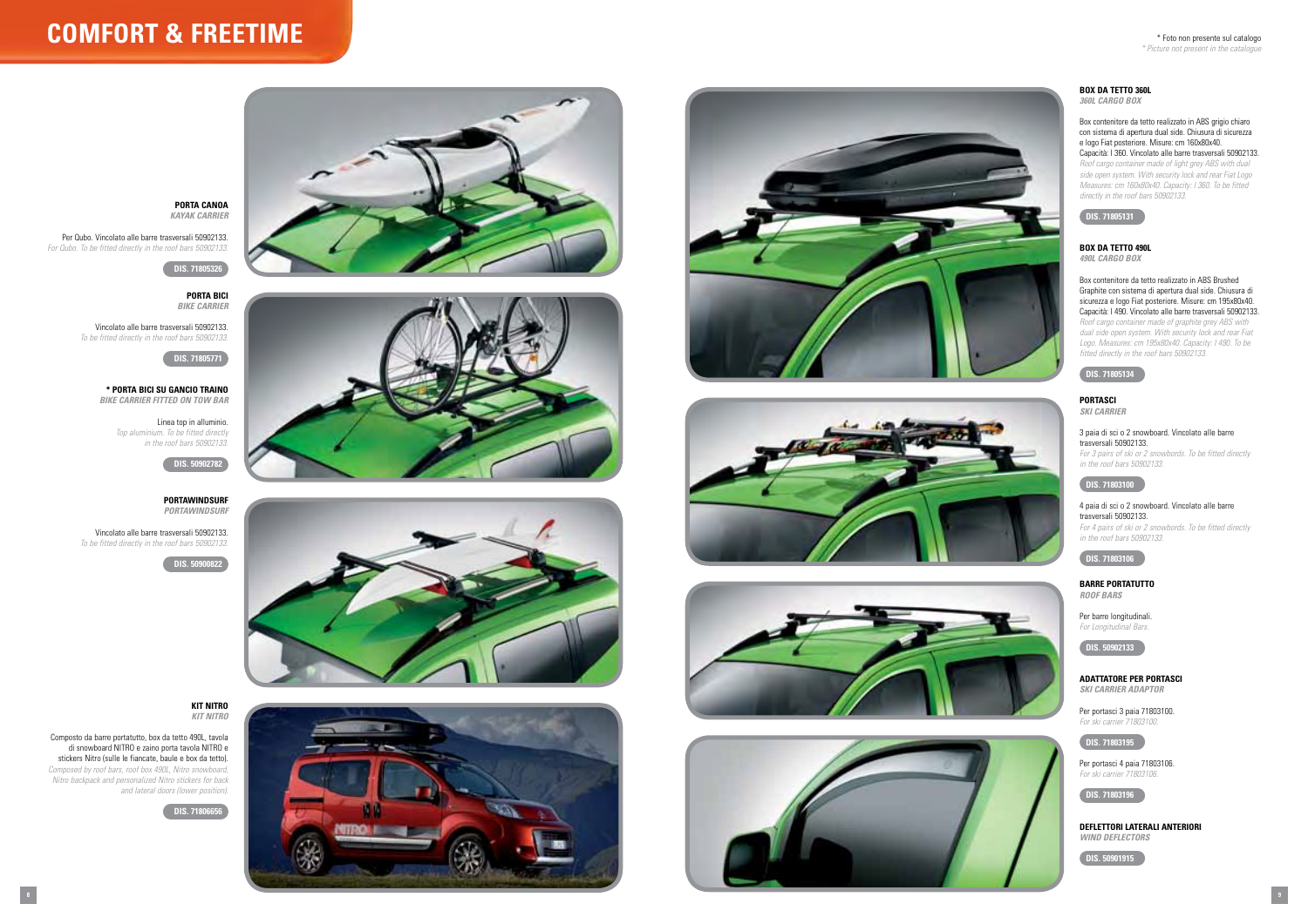# COMFORT & FREETIME

\* Foto non presente sul catalogo
*\* Picture not present in the catalogue*

**PORTA CANOA**
***KAYAK CARRIER***

Per Qubo. Vincolato alle barre trasversali 50902133.
*For Qubo. To be fitted directly in the roof bars 50902133.*

**DIS. 71805326**

**PORTA BICI**
***BIKE CARRIER***

Vincolato alle barre trasversali 50902133.
*To be fitted directly in the roof bars 50902133.*

**DIS. 71805771**

**\* PORTA BICI SU GANCIO TRAINO**
***BIKE CARRIER FITTED ON TOW BAR***

Linea top in alluminio.
*Top aluminium. To be fitted directly in the roof bars 50902133.*

**DIS. 50902782**

**PORTAWINDSURF**
***PORTAWINDSURF***

Vincolato alle barre trasversali 50902133.
*To be fitted directly in the roof bars 50902133.*

**DIS. 50900822**

**KIT NITRO**
***KIT NITRO***

Composto da barre portatutto, box da tetto 490L, tavola di snowboard NITRO e zaino porta tavola NITRO e stickers Nitro (sulle le fiancate, baule e box da tetto).
*Composed by roof bars, roof box 490L, Nitro snowboard, Nitro backpack and personalized Nitro stickers for back and lateral doors (lower position).*

**DIS. 71806656**

**BOX DA TETTO 360L**
***360L CARGO BOX***

Box contenitore da tetto realizzato in ABS grigio chiaro con sistema di apertura dual side. Chiusura di sicurezza e logo Fiat posteriore. Misure: cm 160x80x40. Capacità: l 360. Vincolato alle barre trasversali 50902133.
*Roof cargo container made of light grey ABS with dual side open system. With security lock and rear Fiat Logo Measures: cm 160x80x40. Capacity: l 360. To be fitted directly in the roof bars 50902133.*

**DIS. 71805131**

**BOX DA TETTO 490L**
***490L CARGO BOX***

Box contenitore da tetto realizzato in ABS Brushed Graphite con sistema di apertura dual side. Chiusura di sicurezza e logo Fiat posteriore. Misure: cm 195x80x40. Capacità: l 490. Vincolato alle barre trasversali 50902133.
*Roof cargo container made of graphite grey ABS with dual side open system. With security lock and rear Fiat Logo. Measures: cm 195x80x40. Capacity: l 490. To be fitted directly in the roof bars 50902133.*

**DIS. 71805134**

**PORTASCI**
***SKI CARRIER***

3 paia di sci o 2 snowboard. Vincolato alle barre trasversali 50902133.
*For 3 pairs of ski or 2 snowbords. To be fitted directly in the roof bars 50902133.*

**DIS. 71803100**

4 paia di sci o 2 snowboard. Vincolato alle barre trasversali 50902133.
*For 4 pairs of ski or 2 snowbords. To be fitted directly in the roof bars 50902133.*

**DIS. 71803106**

**BARRE PORTATUTTO**
***ROOF BARS***

Per barre longitudinali.
*For Longitudinal Bars.*

**DIS. 50902133**

**ADATTATORE PER PORTASCI**
***SKI CARRIER ADAPTOR***

Per portasci 3 paia 71803100.
*For ski carrier 71803100.*

**DIS. 71803195**

Per portasci 4 paia 71803106.
*For ski carrier 71803106.*

**DIS. 71803196**

**DEFLETTORI LATERALI ANTERIORI**
***WIND DEFLECTORS***

**DIS. 50901915**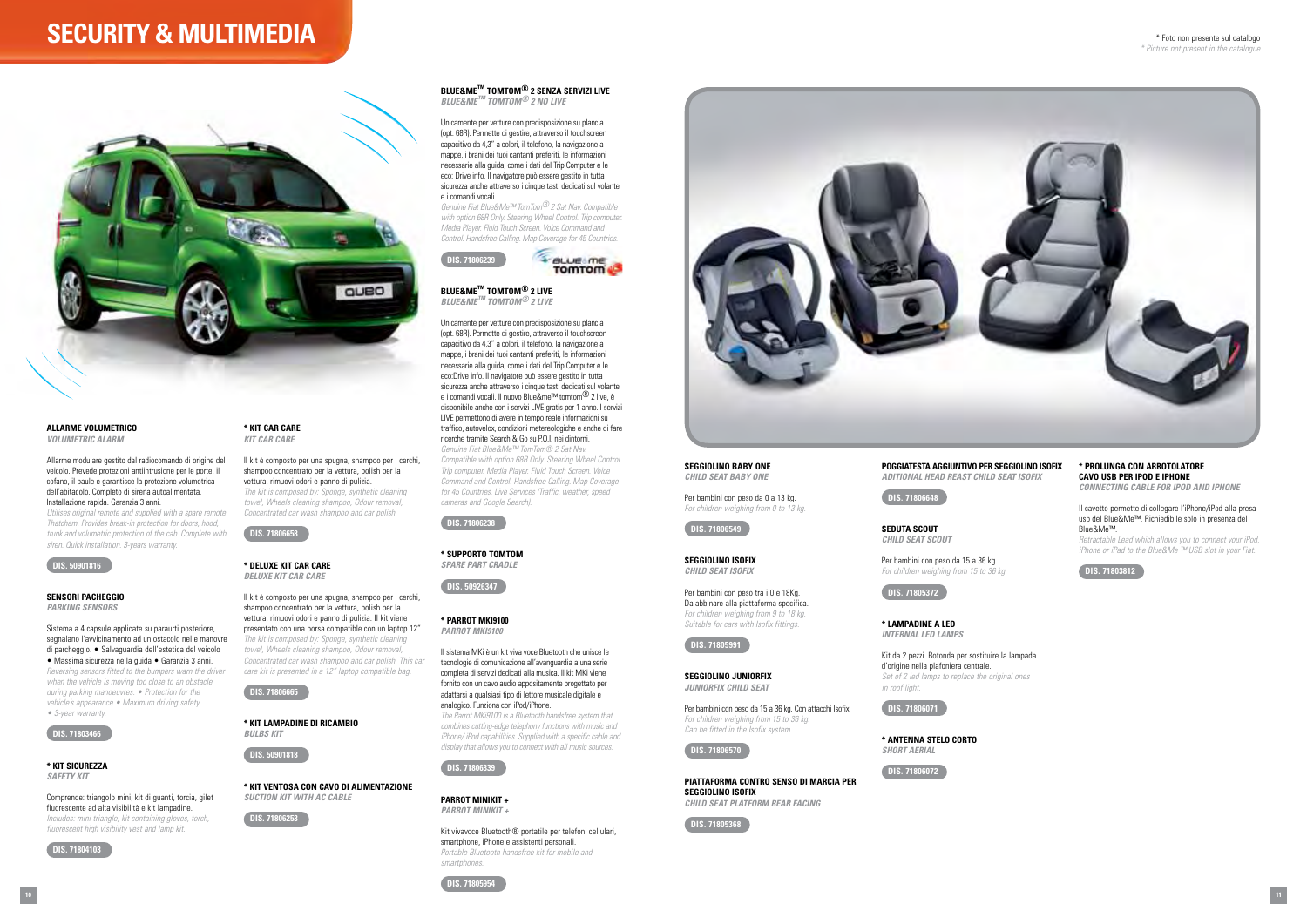# SECURITY & MULTIMEDIA

\* Foto non presente sul catalogo
*\* Picture not present in the catalogue*

### ALLARME VOLUMETRICO
*VOLUMETRIC ALARM*

Allarme modulare gestito dal radiocomando di origine del veicolo. Prevede protezioni antiintrusione per le porte, il cofano, il baule e garantisce la protezione volumetrica dell'abitacolo. Completo di sirena autoalimentata. Installazione rapida. Garanzia 3 anni.
*Utilises original remote and supplied with a spare remote Thatcham. Provides break-in protection for doors, hood, trunk and volumetric protection of the cab. Complete with siren. Quick installation. 3-years warranty.*

**DIS. 50901816**

### SENSORI PACHEGGIO
*PARKING SENSORS*

Sistema a 4 capsule applicate su paraurti posteriore, segnalano l'avvicinamento ad un ostacolo nelle manovre di parcheggio. • Salvaguardia dell'estetica del veicolo • Massima sicurezza nella guida • Garanzia 3 anni.
*Reversing sensors fitted to the bumpers warn the driver when the vehicle is moving too close to an obstacle during parking manoeuvres. • Protection for the vehicle's appearance • Maximum driving safety • 3-year warranty.*

**DIS. 71803466**

### * KIT SICUREZZA
*SAFETY KIT*

Comprende: triangolo mini, kit di guanti, torcia, gilet fluorescente ad alta visibilità e kit lampadine.
*Includes: mini triangle, kit containing gloves, torch, fluorescent high visibility vest and lamp kit.*

**DIS. 71804103**

### * KIT CAR CARE
*KIT CAR CARE*

Il kit è composto per una spugna, shampoo per i cerchi, shampoo concentrato per la vettura, polish per la vettura, rimuovi odori e panno di pulizia.
*The kit is composed by: Sponge, synthetic cleaning towel, Wheels cleaning shampoo, Odour removal, Concentrated car wash shampoo and car polish.*

**DIS. 71806658**

### * DELUXE KIT CAR CARE
*DELUXE KIT CAR CARE*

Il kit è composto per una spugna, shampoo per i cerchi, shampoo concentrato per la vettura, polish per la vettura, rimuovi odori e panno di pulizia. Il kit viene presentato con una borsa compatible con un laptop 12".
*The kit is composed by: Sponge, synthetic cleaning towel, Wheels cleaning shampoo, Odour removal, Concentrated car wash shampoo and car polish. This car care kit is presented in a 12" laptop compatible bag.*

**DIS. 71806665**

### * KIT LAMPADINE DI RICAMBIO
*BULBS KIT*

**DIS. 50901818**

### * KIT VENTOSA CON CAVO DI ALIMENTAZIONE
*SUCTION KIT WITH AC CABLE*

**DIS. 71806253**

### BLUE&ME™ TOMTOM® 2 SENZA SERVIZI LIVE
*BLUE&ME™ TOMTOM® 2 NO LIVE*

Unicamente per vetture con predisposizione su plancia (opt. 68R). Permette di gestire, attraverso il touchscreen capacitivo da 4,3" a colori, il telefono, la navigazione a mappe, i brani dei tuoi cantanti preferiti, le informazioni necessarie alla guida, come i dati del Trip Computer e le eco: Drive info. Il navigatore può essere gestito in tutta sicurezza anche attraverso i cinque tasti dedicati sul volante e i comandi vocali.
*Genuine Fiat Blue&Me™ TomTom® 2 Sat Nav. Compatible with option 68R Only. Steering Wheel Control. Trip computer. Media Player. Fluid Touch Screen. Voice Command and Control. Handsfree Calling. Map Coverage for 45 Countries.*

**DIS. 71806239**

### BLUE&ME™ TOMTOM® 2 LIVE
*BLUE&ME™ TOMTOM® 2 LIVE*

Unicamente per vetture con predisposizione su plancia (opt. 68R). Permette di gestire, attraverso il touchscreen capacitivo da 4,3" a colori, il telefono, la navigazione a mappe, i brani dei tuoi cantanti preferiti, le informazioni necessarie alla guida, come i dati del Trip Computer e le eco:Drive info. Il navigatore può essere gestito in tutta sicurezza anche attraverso i cinque tasti dedicati sul volante e i comandi vocali. Il nuovo Blue&me™ tomtom® 2 live, è disponibile anche con i servizi LIVE gratis per 1 anno. I servizi LIVE permettono di avere in tempo reale informazioni su traffico, autovelox, condizioni metereologiche e anche di fare ricerche tramite Search & Go su P.O.I. nei dintorni.
*Genuine Fiat Blue&Me™ TomTom® 2 Sat Nav. Compatible with option 68R Only. Steering Wheel Control. Trip computer. Media Player. Fluid Touch Screen. Voice Command and Control. Handsfree Calling. Map Coverage for 45 Countries. Live Services (Traffic, weather, speed cameras and Google Search).*

**DIS. 71806238**

### * SUPPORTO TOMTOM
*SPARE PART CRADLE*

**DIS. 50926347**

### * PARROT MKI9100
*PARROT MKI9100*

Il sistema MKi è un kit viva voce Bluetooth che unisce le tecnologie di comunicazione all'avanguardia a una serie completa di servizi dedicati alla musica. Il kit MKi viene fornito con un cavo audio appositamente progettato per adattarsi a qualsiasi tipo di lettore musicale digitale e analogico. Funziona con iPod/iPhone.
*The Parrot MKi9100 is a Bluetooth handsfree system that combines cutting-edge telephony functions with music and iPhone/ iPod capabilities. Supplied with a specific cable and display that allows you to connect with all music sources.*

**DIS. 71806339**

### PARROT MINIKIT +
*PARROT MINIKIT +*

Kit vivavoce Bluetooth® portatile per telefoni cellulari, smartphone, iPhone e assistenti personali.
*Portable Bluetooth handsfree kit for mobile and smartphones.*

**DIS. 71805954**

### SEGGIOLINO BABY ONE
*CHILD SEAT BABY ONE*

Per bambini con peso da 0 a 13 kg.
*For children weighing from 0 to 13 kg.*

**DIS. 71806549**

### SEGGIOLINO ISOFIX
*CHILD SEAT ISOFIX*

Per bambini con peso tra i 0 e 18Kg. Da abbinare alla piattaforma specifica.
*For children weighing from 9 to 18 kg. Suitable for cars with Isofix fittings.*

**DIS. 71805991**

### SEGGIOLINO JUNIORFIX
*JUNIORFIX CHILD SEAT*

Per bambini con peso da 15 a 36 kg. Con attacchi Isofix.
*For children weighing from 15 to 36 kg. Can be fitted in the Isofix system.*

**DIS. 71806570**

### PIATTAFORMA CONTRO SENSO DI MARCIA PER SEGGIOLINO ISOFIX
*CHILD SEAT PLATFORM REAR FACING*

**DIS. 71805368**

### POGGIATESTA AGGIUNTIVO PER SEGGIOLINO ISOFIX
*ADITIONAL HEAD REAST CHILD SEAT ISOFIX*

**DIS. 71806648**

### SEDUTA SCOUT
*CHILD SEAT SCOUT*

Per bambini con peso da 15 a 36 kg.
*For children weighing from 15 to 36 kg.*

**DIS. 71805372**

### * LAMPADINE A LED
*INTERNAL LED LAMPS*

Kit da 2 pezzi. Rotonda per sostituire la lampada d'origine nella plafoniera centrale.
*Set of 2 led lamps to replace the original ones in roof light.*

**DIS. 71806071**

### * ANTENNA STELO CORTO
*SHORT AERIAL*

**DIS. 71806072**

### * PROLUNGA CON ARROTOLATORE CAVO USB PER IPOD E IPHONE
*CONNECTING CABLE FOR IPOD AND IPHONE*

Il cavetto permette di collegare l'iPhone/iPod alla presa usb del Blue&Me™. Richiedibile solo in presenza del Blue&Me™.
*Retractable Lead which allows you to connect your iPod, iPhone or iPad to the Blue&Me ™ USB slot in your Fiat.*

**DIS. 71803812**